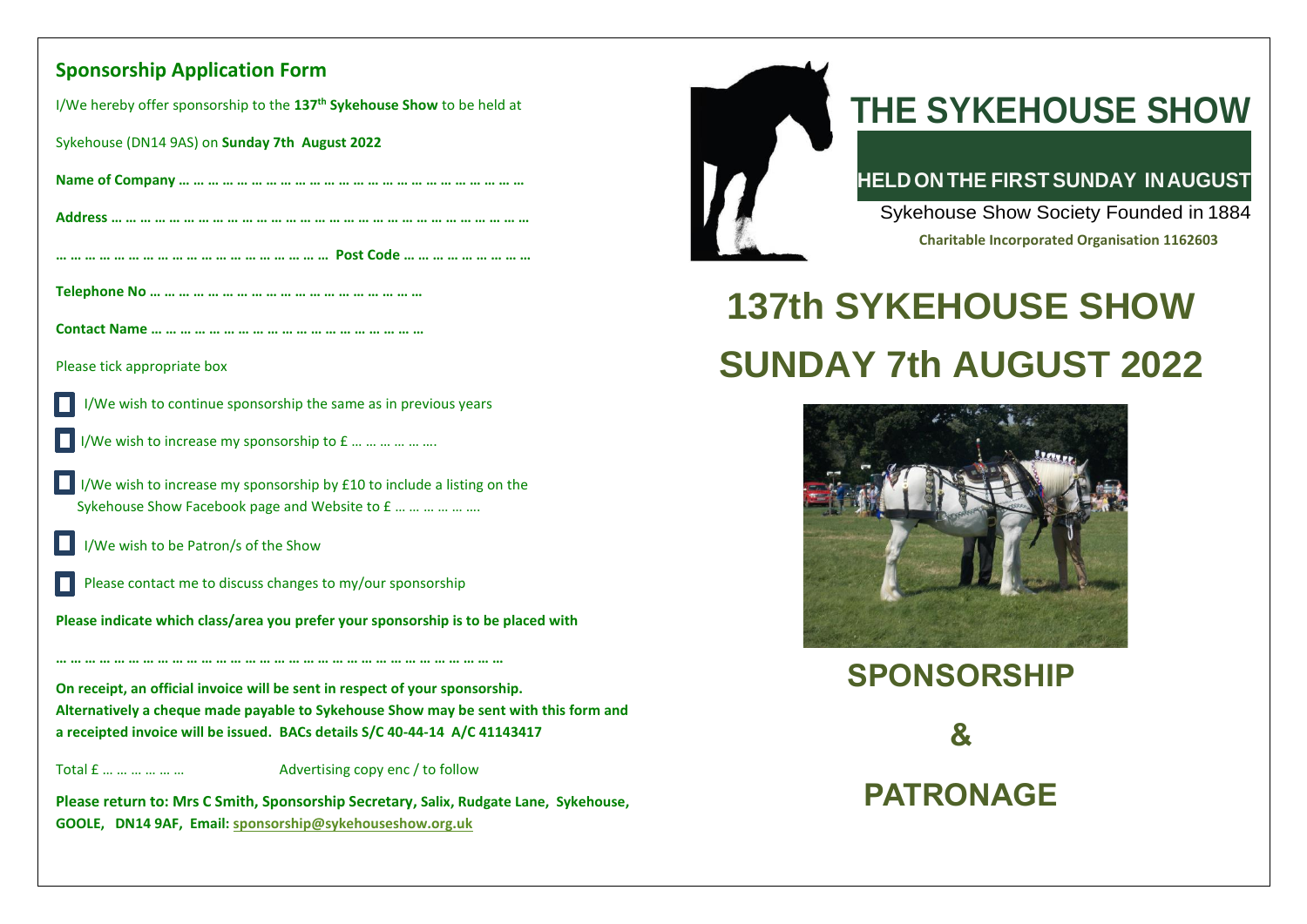## Sponsorship Application Form

I/We hereby offer sponsorship to the **137th Sykehouse Show** to be held at

Sykehouse (DN14 9AS) on **Sunday 7th August 2022**

**Name of Company … … … … … … … … … … … … … … … … … … … … … … …**

**Address … … … … … … … … … … … … … … … … … … … … … … … … … … …**

**… … … … … … … … … … … … … … … … … … Post Code … … … … … … … …**

**Telephone No … … … … … … … … … … … … … … … … … …**

**Contact Name … … … … … … … … … … … … … … … … … …**

Please tick appropriate box

- ☐ I/We wish to continue sponsorship the same as in previous years
- ☐ I/We wish to increase my sponsorship to £ … … … … ….
- ☐ I/We wish to increase my sponsorship by £10 to include a listing on the Sykehouse Show Facebook page and Website to £ … … … … ….
- ☐ I/We wish to be Patron/s of the Show
- ☐ Please contact me to discuss changes to my/our sponsorship

**Please indicate which class/area you prefer your sponsorship is to be placed with**

**… … … … … … … … … … … … … … … … … … … … … … … … … … … … …**

**On receipt, an official invoice will be sent in respect of your sponsorship. Alternatively a cheque made payable to Sykehouse Show may be sent with this form and a receipted invoice will be issued. BACs details S/C 40-44-14 A/C 41143417**

Total £ … … … … … Advertising copy enc / to follow

**Please return to: Mrs C Smith, Sponsorship Secretary, Salix, Rudgate Lane, Sykehouse, GOOLE, DN14 9AF, Email: sponsorship@sykehouseshow.org.uk**

# THE SYKEHOUSE SHOW

**HELD ON THE FIRST SUNDAY IN AUGUST**

Sykehouse Show Society Founded in 1884

**Charitable Incorporated Organisation 1162603**

# 137th SYKEHOUSE SHOW

# SUNDAY 7th AUGUST 2022

## SPONSORSHIP

## &

## PATRONAGE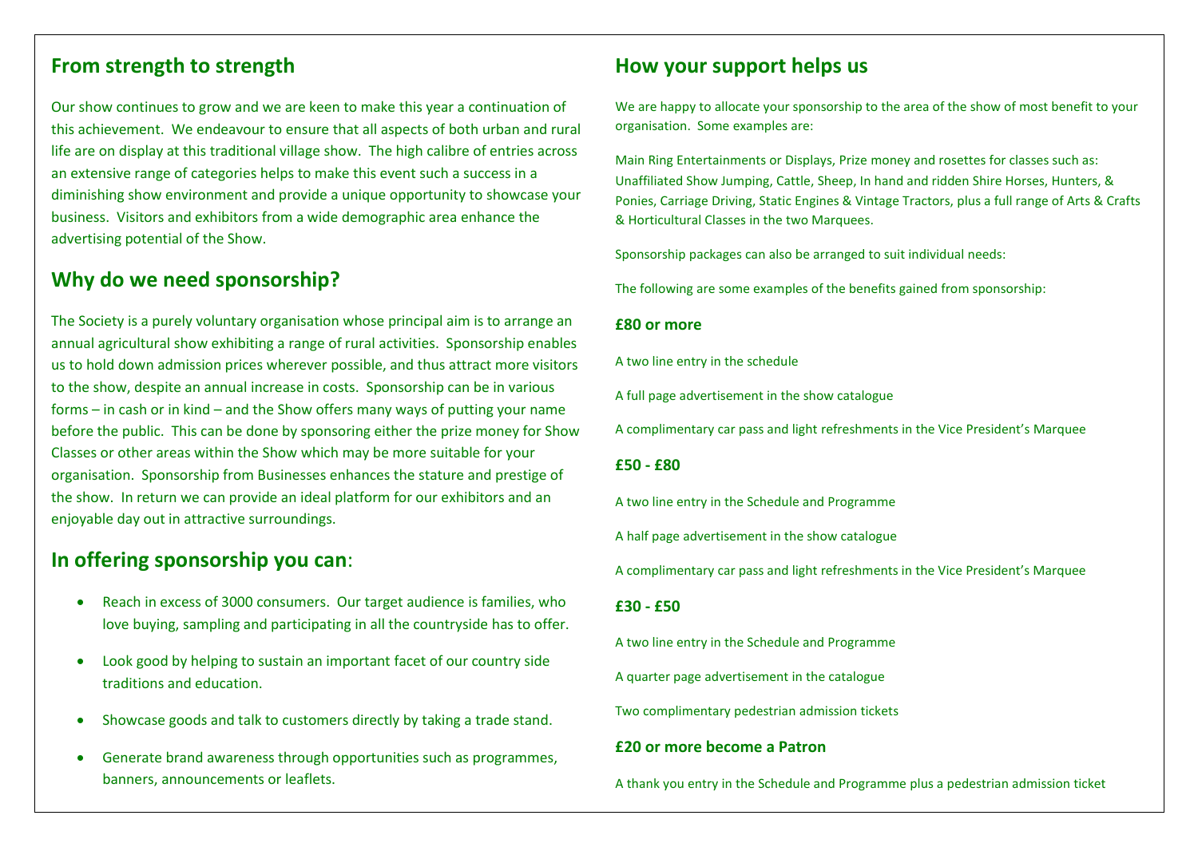## From strength to strength

Our show continues to grow and we are keen to make this year a continuation of this achievement. We endeavour to ensure that all aspects of both urban and rural life are on display at this traditional village show. The high calibre of entries across an extensive range of categories helps to make this event such a success in a diminishing show environment and provide a unique opportunity to showcase your business. Visitors and exhibitors from a wide demographic area enhance the advertising potential of the Show.

## Why do we need sponsorship?

The Society is a purely voluntary organisation whose principal aim is to arrange an annual agricultural show exhibiting a range of rural activities. Sponsorship enables us to hold down admission prices wherever possible, and thus attract more visitors to the show, despite an annual increase in costs. Sponsorship can be in various forms – in cash or in kind – and the Show offers many ways of putting your name before the public. This can be done by sponsoring either the prize money for Show Classes or other areas within the Show which may be more suitable for your organisation. Sponsorship from Businesses enhances the stature and prestige of the show. In return we can provide an ideal platform for our exhibitors and an enjoyable day out in attractive surroundings.

## In offering sponsorship you can:

- Reach in excess of 3000 consumers. Our target audience is families, who love buying, sampling and participating in all the countryside has to offer.
- Look good by helping to sustain an important facet of our country side traditions and education.
- Showcase goods and talk to customers directly by taking a trade stand.
- Generate brand awareness through opportunities such as programmes, banners, announcements or leaflets.

## How your support helps us

We are happy to allocate your sponsorship to the area of the show of most benefit to your organisation. Some examples are:

Main Ring Entertainments or Displays, Prize money and rosettes for classes such as: Unaffiliated Show Jumping, Cattle, Sheep, In hand and ridden Shire Horses, Hunters, & Ponies, Carriage Driving, Static Engines & Vintage Tractors, plus a full range of Arts & Crafts & Horticultural Classes in the two Marquees.

Sponsorship packages can also be arranged to suit individual needs:

The following are some examples of the benefits gained from sponsorship:

**£80 or more**

A two line entry in the schedule

A full page advertisement in the show catalogue

A complimentary car pass and light refreshments in the Vice President's Marquee

**£50 - £80**

A two line entry in the Schedule and Programme

A half page advertisement in the show catalogue

A complimentary car pass and light refreshments in the Vice President's Marquee

**£30 - £50**

A two line entry in the Schedule and Programme

A quarter page advertisement in the catalogue

Two complimentary pedestrian admission tickets

**£20 or more become a Patron**

A thank you entry in the Schedule and Programme plus a pedestrian admission ticket